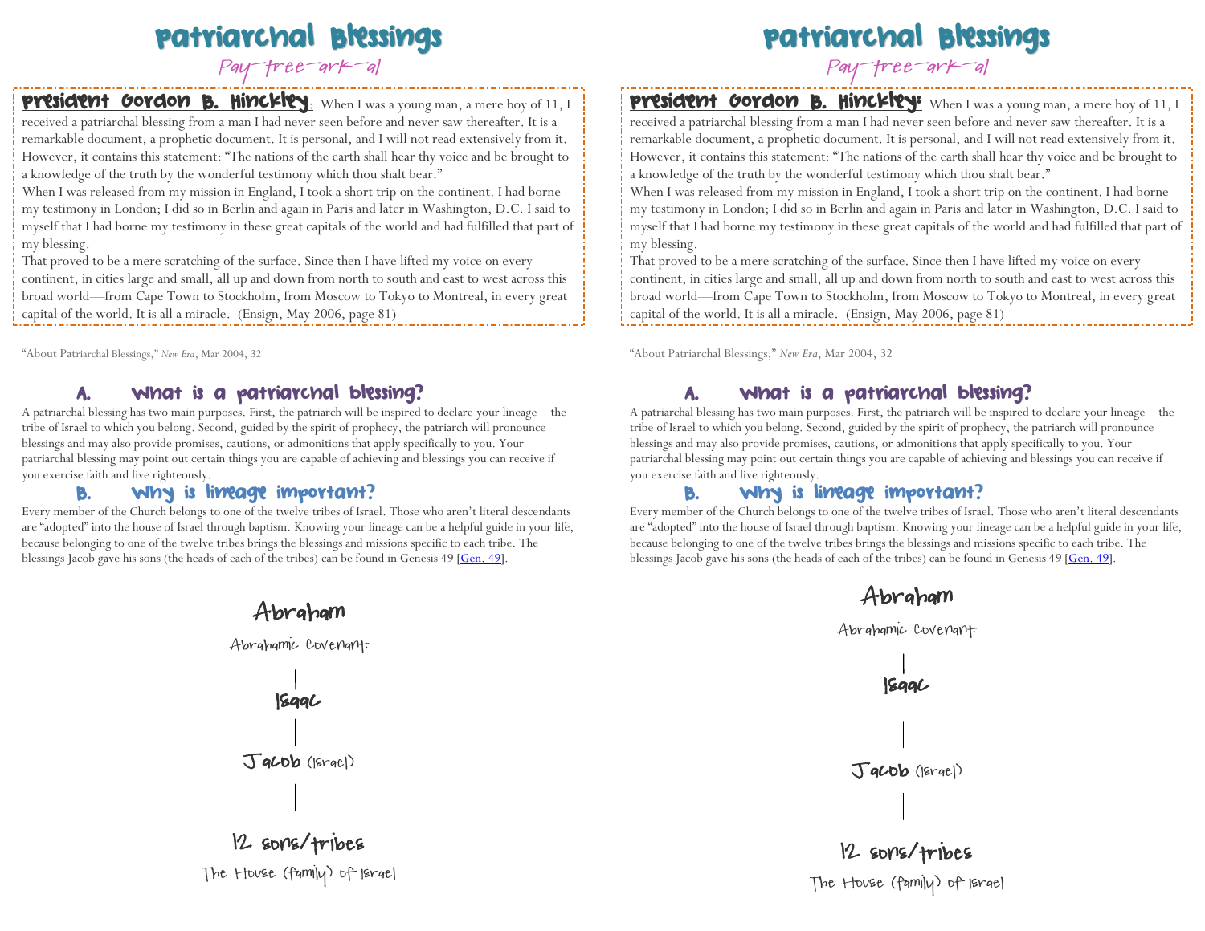# Patriarchal Blessings

Pay-tree-ark-al

**President Gordon B. Hinckley**: When I was a young man, a mere boy of 11, I received a patriarchal blessing from a man I had never seen before and never saw thereafter. It is a remarkable document, a prophetic document. It is personal, and I will not read extensively from it. However, it contains this statement: "The nations of the earth shall hear thy voice and be brought to a knowledge of the truth by the wonderful testimony which thou shalt bear."
When I was released from my mission in England, I took a short trip on the continent. I had borne my testimony in London; I did so in Berlin and again in Paris and later in Washington, D.C. I said to myself that I had borne my testimony in these great capitals of the world and had fulfilled that part of my blessing.
That proved to be a mere scratching of the surface. Since then I have lifted my voice on every continent, in cities large and small, all up and down from north to south and east to west across this broad world—from Cape Town to Stockholm, from Moscow to Tokyo to Montreal, in every great capital of the world. It is all a miracle. (Ensign, May 2006, page 81)

"About Patriarchal Blessings," *New Era*, Mar 2004, 32

## A. What is a patriarchal blessing?

A patriarchal blessing has two main purposes. First, the patriarch will be inspired to declare your lineage—the tribe of Israel to which you belong. Second, guided by the spirit of prophecy, the patriarch will pronounce blessings and may also provide promises, cautions, or admonitions that apply specifically to you. Your patriarchal blessing may point out certain things you are capable of achieving and blessings you can receive if you exercise faith and live righteously.

## B. Why is lineage important?

Every member of the Church belongs to one of the twelve tribes of Israel. Those who aren't literal descendants are "adopted" into the house of Israel through baptism. Knowing your lineage can be a helpful guide in your life, because belonging to one of the twelve tribes brings the blessings and missions specific to each tribe. The blessings Jacob gave his sons (the heads of each of the tribes) can be found in Genesis 49 [Gen. 49].

Abraham

Abrahamic Covenant

|

Isaac

|

Jacob (Israel)

|

12 sons/tribes

The House (family) of Israel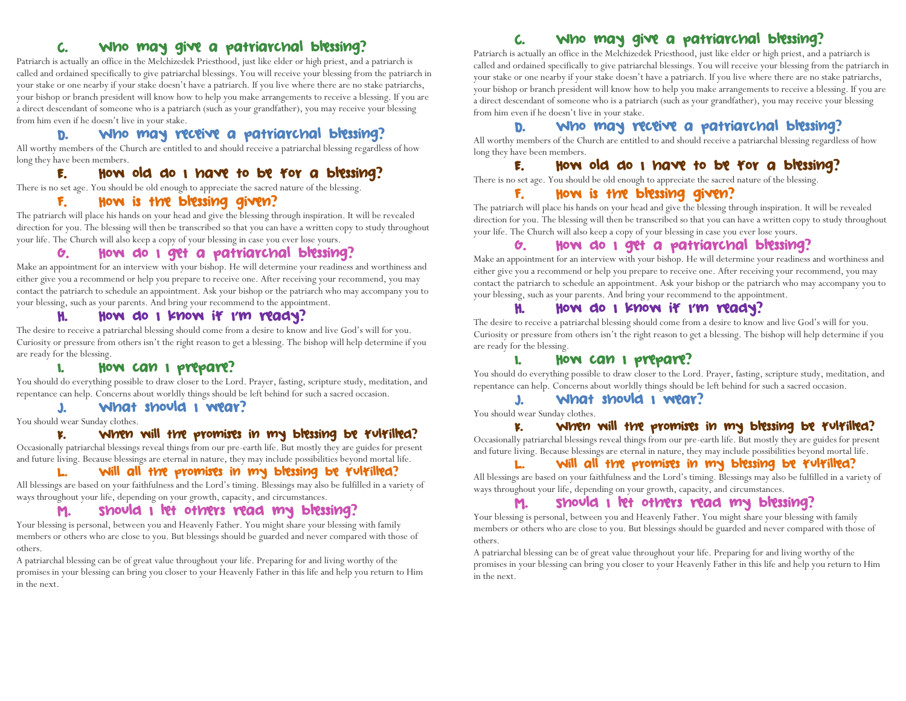## C. Who may give a patriarchal blessing?

Patriarch is actually an office in the Melchizedek Priesthood, just like elder or high priest, and a patriarch is called and ordained specifically to give patriarchal blessings. You will receive your blessing from the patriarch in your stake or one nearby if your stake doesn't have a patriarch. If you live where there are no stake patriarchs, your bishop or branch president will know how to help you make arrangements to receive a blessing. If you are a direct descendant of someone who is a patriarch (such as your grandfather), you may receive your blessing from him even if he doesn't live in your stake.

## D. Who may receive a patriarchal blessing?

All worthy members of the Church are entitled to and should receive a patriarchal blessing regardless of how long they have been members.

## E. How old do I have to be for a blessing?

There is no set age. You should be old enough to appreciate the sacred nature of the blessing.

## F. How is the blessing given?

The patriarch will place his hands on your head and give the blessing through inspiration. It will be revealed direction for you. The blessing will then be transcribed so that you can have a written copy to study throughout your life. The Church will also keep a copy of your blessing in case you ever lose yours.

## G. How do I get a patriarchal blessing?

Make an appointment for an interview with your bishop. He will determine your readiness and worthiness and either give you a recommend or help you prepare to receive one. After receiving your recommend, you may contact the patriarch to schedule an appointment. Ask your bishop or the patriarch who may accompany you to your blessing, such as your parents. And bring your recommend to the appointment.

## H. How do I know if I'm ready?

The desire to receive a patriarchal blessing should come from a desire to know and live God's will for you. Curiosity or pressure from others isn't the right reason to get a blessing. The bishop will help determine if you are ready for the blessing.

## I. How can I prepare?

You should do everything possible to draw closer to the Lord. Prayer, fasting, scripture study, meditation, and repentance can help. Concerns about worldly things should be left behind for such a sacred occasion.

## J. What should I wear?

You should wear Sunday clothes.

## K. When will the promises in my blessing be fulfilled?

Occasionally patriarchal blessings reveal things from our pre-earth life. But mostly they are guides for present and future living. Because blessings are eternal in nature, they may include possibilities beyond mortal life.

## L. Will all the promises in my blessing be fulfilled?

All blessings are based on your faithfulness and the Lord's timing. Blessings may also be fulfilled in a variety of ways throughout your life, depending on your growth, capacity, and circumstances.

## M. Should I let others read my blessing?

Your blessing is personal, between you and Heavenly Father. You might share your blessing with family members or others who are close to you. But blessings should be guarded and never compared with those of others.

A patriarchal blessing can be of great value throughout your life. Preparing for and living worthy of the promises in your blessing can bring you closer to your Heavenly Father in this life and help you return to Him in the next.

## C. Who may give a patriarchal blessing?

Patriarch is actually an office in the Melchizedek Priesthood, just like elder or high priest, and a patriarch is called and ordained specifically to give patriarchal blessings. You will receive your blessing from the patriarch in your stake or one nearby if your stake doesn't have a patriarch. If you live where there are no stake patriarchs, your bishop or branch president will know how to help you make arrangements to receive a blessing. If you are a direct descendant of someone who is a patriarch (such as your grandfather), you may receive your blessing from him even if he doesn't live in your stake.

## D. Who may receive a patriarchal blessing?

All worthy members of the Church are entitled to and should receive a patriarchal blessing regardless of how long they have been members.

## E. How old do I have to be for a blessing?

There is no set age. You should be old enough to appreciate the sacred nature of the blessing.

## F. How is the blessing given?

The patriarch will place his hands on your head and give the blessing through inspiration. It will be revealed direction for you. The blessing will then be transcribed so that you can have a written copy to study throughout your life. The Church will also keep a copy of your blessing in case you ever lose yours.

## G. How do I get a patriarchal blessing?

Make an appointment for an interview with your bishop. He will determine your readiness and worthiness and either give you a recommend or help you prepare to receive one. After receiving your recommend, you may contact the patriarch to schedule an appointment. Ask your bishop or the patriarch who may accompany you to your blessing, such as your parents. And bring your recommend to the appointment.

## H. How do I know if I'm ready?

The desire to receive a patriarchal blessing should come from a desire to know and live God's will for you. Curiosity or pressure from others isn't the right reason to get a blessing. The bishop will help determine if you are ready for the blessing.

## I. How can I prepare?

You should do everything possible to draw closer to the Lord. Prayer, fasting, scripture study, meditation, and repentance can help. Concerns about worldly things should be left behind for such a sacred occasion.

## J. What should I wear?

You should wear Sunday clothes.

## K. When will the promises in my blessing be fulfilled?

Occasionally patriarchal blessings reveal things from our pre-earth life. But mostly they are guides for present and future living. Because blessings are eternal in nature, they may include possibilities beyond mortal life.

## L. Will all the promises in my blessing be fulfilled?

All blessings are based on your faithfulness and the Lord's timing. Blessings may also be fulfilled in a variety of ways throughout your life, depending on your growth, capacity, and circumstances.

## M. Should I let others read my blessing?

Your blessing is personal, between you and Heavenly Father. You might share your blessing with family members or others who are close to you. But blessings should be guarded and never compared with those of others.

A patriarchal blessing can be of great value throughout your life. Preparing for and living worthy of the promises in your blessing can bring you closer to your Heavenly Father in this life and help you return to Him in the next.